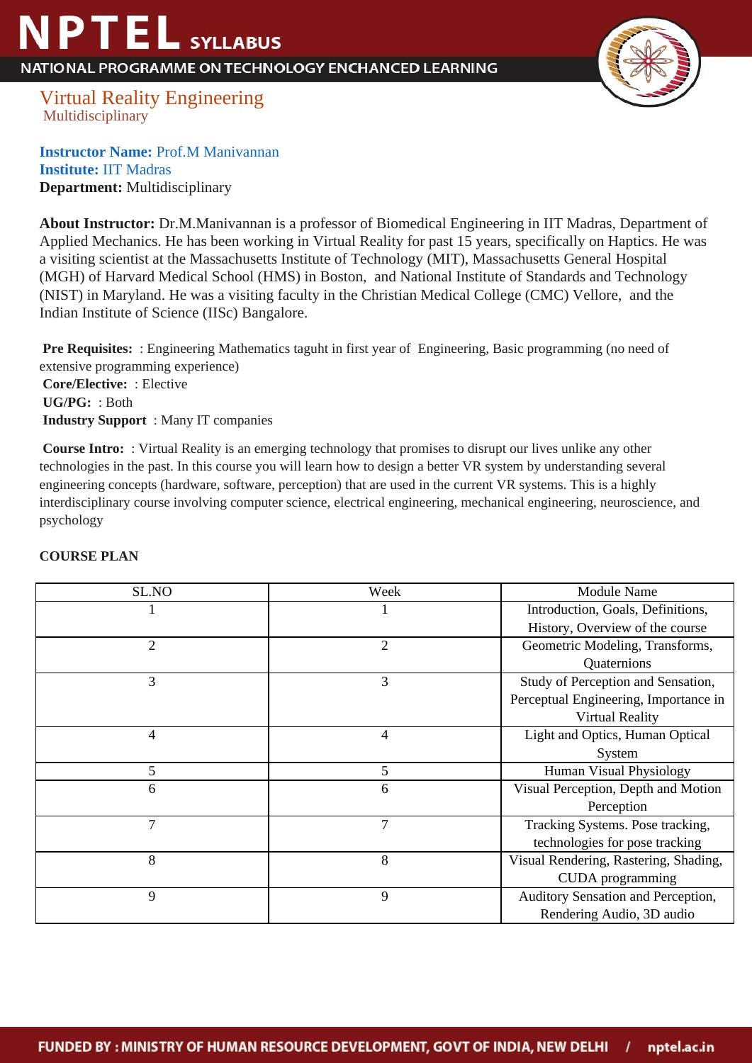# NPTEL SYLLABUS

NATIONAL PROGRAMME ON TECHNOLOGY ENCHANCED LEARNING

## Virtual Reality Engineering

Multidisciplinary

**Instructor Name:** Prof.M Manivannan
**Institute:** IIT Madras
**Department:** Multidisciplinary

**About Instructor:** Dr.M.Manivannan is a professor of Biomedical Engineering in IIT Madras, Department of Applied Mechanics. He has been working in Virtual Reality for past 15 years, specifically on Haptics. He was a visiting scientist at the Massachusetts Institute of Technology (MIT), Massachusetts General Hospital (MGH) of Harvard Medical School (HMS) in Boston, and National Institute of Standards and Technology (NIST) in Maryland. He was a visiting faculty in the Christian Medical College (CMC) Vellore, and the Indian Institute of Science (IISc) Bangalore.

**Pre Requisites:** : Engineering Mathematics taguht in first year of Engineering, Basic programming (no need of extensive programming experience)
**Core/Elective:** : Elective
**UG/PG:** : Both
**Industry Support** : Many IT companies

**Course Intro:** : Virtual Reality is an emerging technology that promises to disrupt our lives unlike any other technologies in the past. In this course you will learn how to design a better VR system by understanding several engineering concepts (hardware, software, perception) that are used in the current VR systems. This is a highly interdisciplinary course involving computer science, electrical engineering, mechanical engineering, neuroscience, and psychology

**COURSE PLAN**

| SL.NO | Week | Module Name |
|---|---|---|
| 1 | 1 | Introduction, Goals, Definitions, History, Overview of the course |
| 2 | 2 | Geometric Modeling, Transforms, Quaternions |
| 3 | 3 | Study of Perception and Sensation, Perceptual Engineering, Importance in Virtual Reality |
| 4 | 4 | Light and Optics, Human Optical System |
| 5 | 5 | Human Visual Physiology |
| 6 | 6 | Visual Perception, Depth and Motion Perception |
| 7 | 7 | Tracking Systems. Pose tracking, technologies for pose tracking |
| 8 | 8 | Visual Rendering, Rastering, Shading, CUDA programming |
| 9 | 9 | Auditory Sensation and Perception, Rendering Audio, 3D audio |

FUNDED BY : MINISTRY OF HUMAN RESOURCE DEVELOPMENT, GOVT OF INDIA, NEW DELHI / nptel.ac.in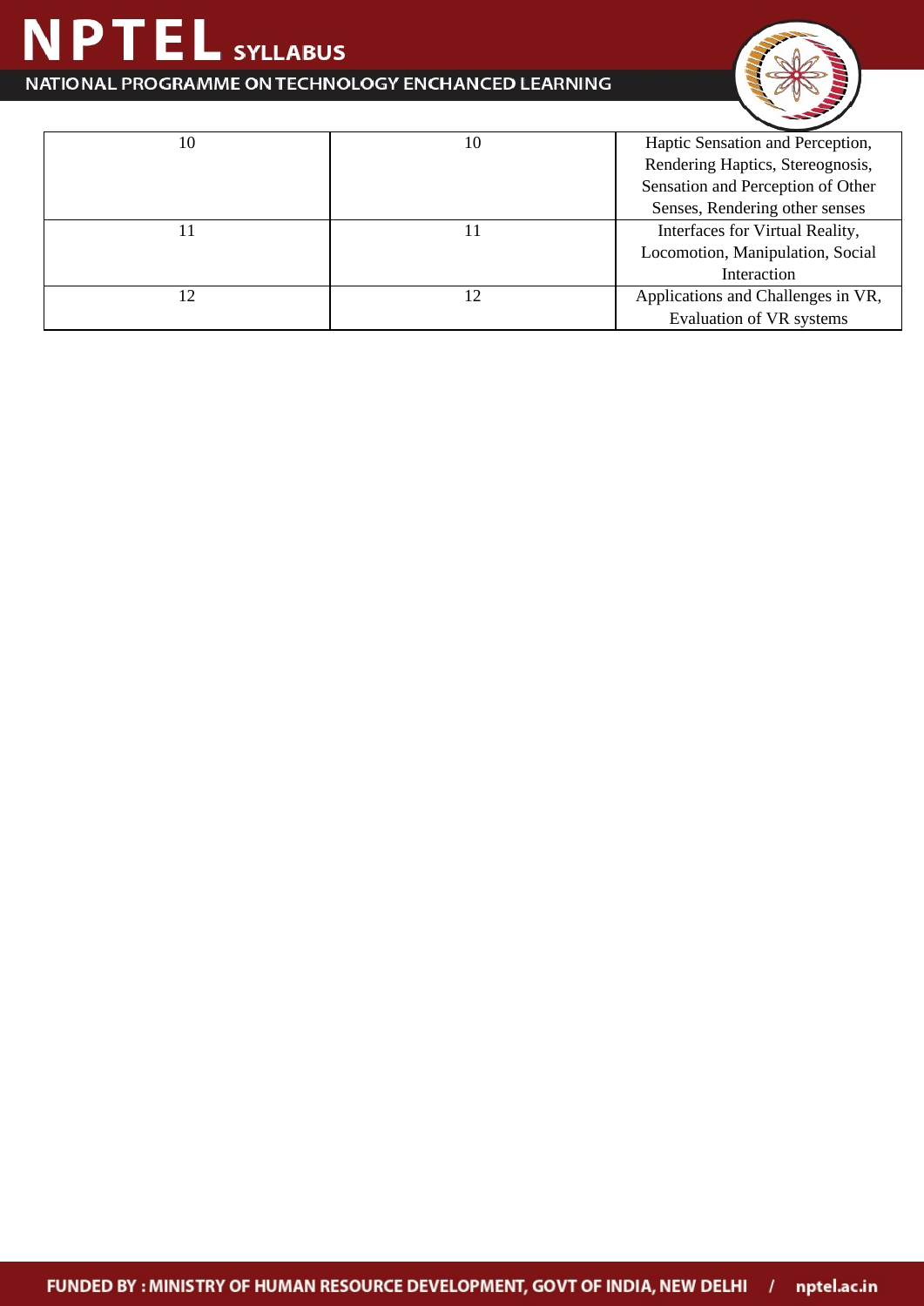| | | |
|---|---|---|
| 10 | 10 | Haptic Sensation and Perception, Rendering Haptics, Stereognosis, Sensation and Perception of Other Senses, Rendering other senses |
| 11 | 11 | Interfaces for Virtual Reality, Locomotion, Manipulation, Social Interaction |
| 12 | 12 | Applications and Challenges in VR, Evaluation of VR systems |